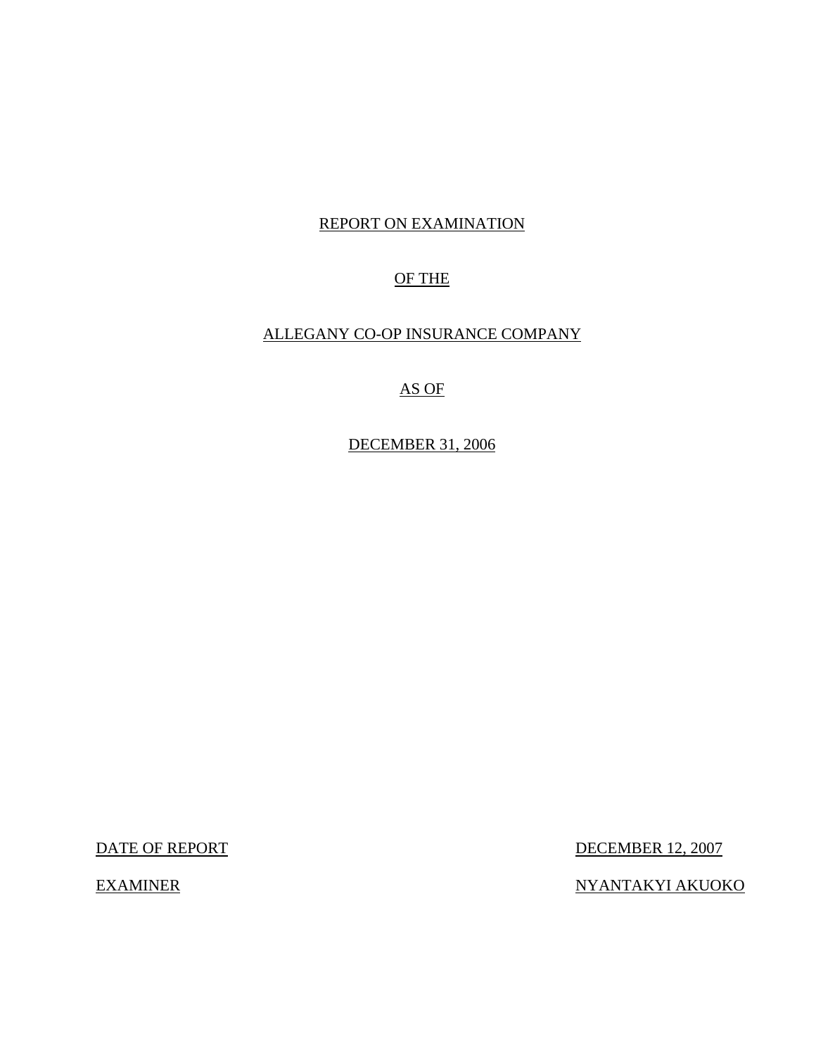# REPORT ON EXAMINATION

# OF THE

# ALLEGANY CO-OP INSURANCE COMPANY

# AS OF

# DECEMBER 31, 2006

DATE OF REPORT DECEMBER 12, 2007

EXAMINER NYANTAKYI AKUOKO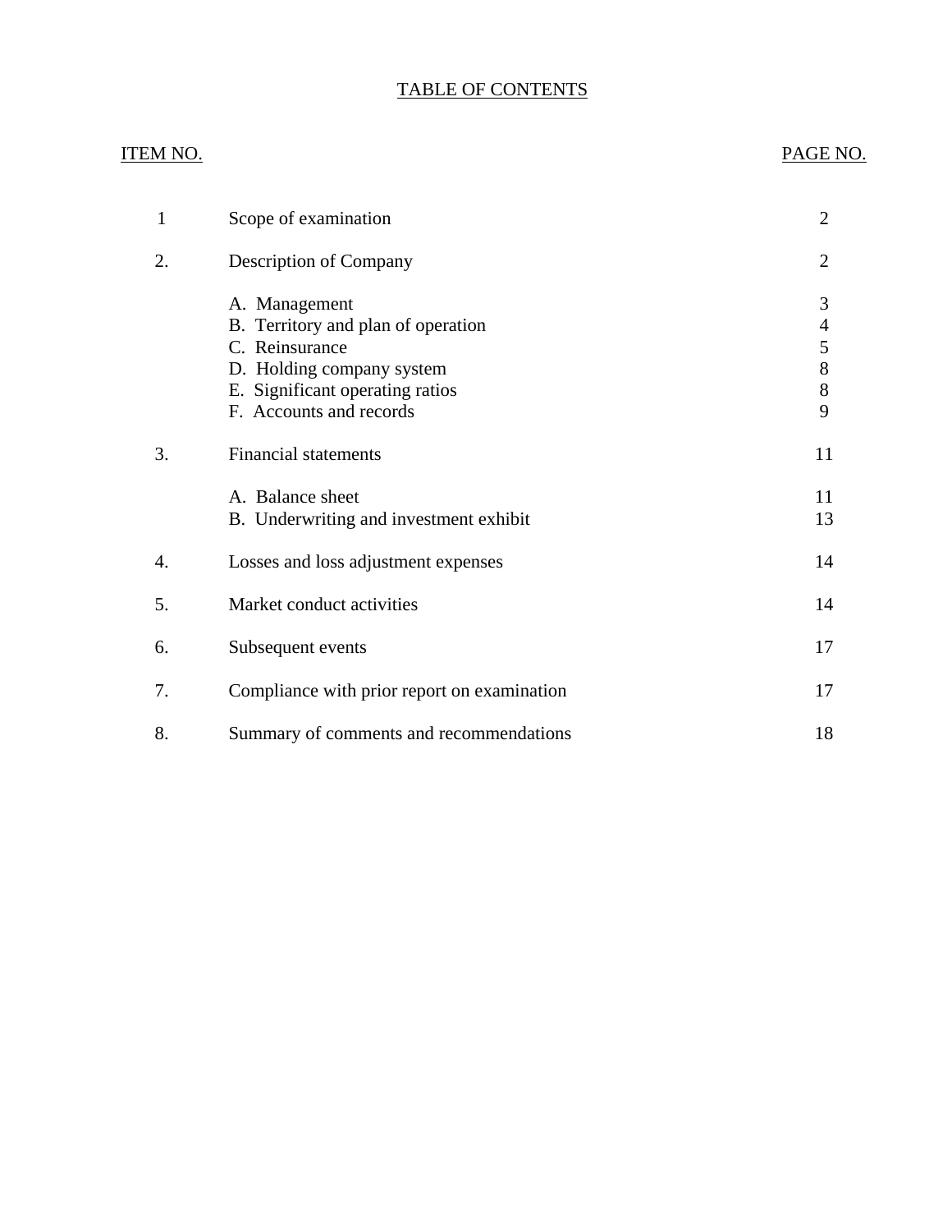# TABLE OF CONTENTS

| ITEM NO. | | PAGE NO. |
|---|---|---|
| 1 | Scope of examination | 2 |
| 2. | Description of Company | 2 |
| | A. Management | 3 |
| | B. Territory and plan of operation | 4 |
| | C. Reinsurance | 5 |
| | D. Holding company system | 8 |
| | E. Significant operating ratios | 8 |
| | F. Accounts and records | 9 |
| 3. | Financial statements | 11 |
| | A. Balance sheet | 11 |
| | B. Underwriting and investment exhibit | 13 |
| 4. | Losses and loss adjustment expenses | 14 |
| 5. | Market conduct activities | 14 |
| 6. | Subsequent events | 17 |
| 7. | Compliance with prior report on examination | 17 |
| 8. | Summary of comments and recommendations | 18 |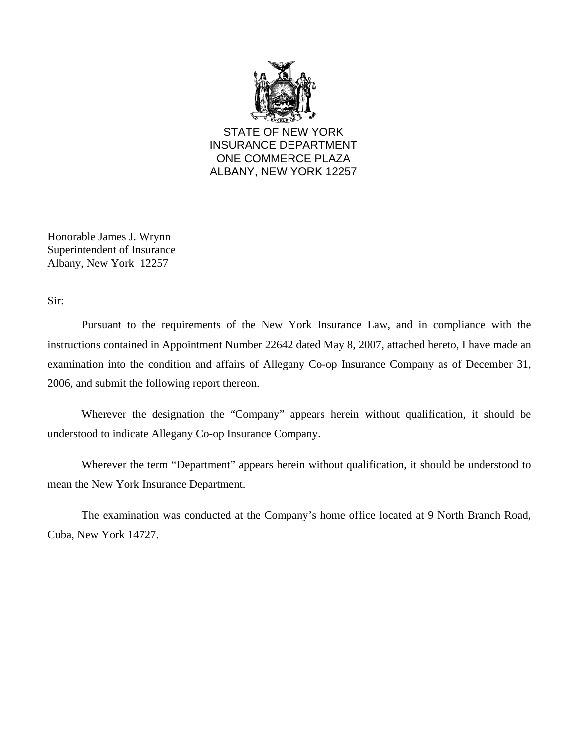STATE OF NEW YORK
INSURANCE DEPARTMENT
ONE COMMERCE PLAZA
ALBANY, NEW YORK 12257

Honorable James J. Wrynn
Superintendent of Insurance
Albany, New York 12257

Sir:

Pursuant to the requirements of the New York Insurance Law, and in compliance with the instructions contained in Appointment Number 22642 dated May 8, 2007, attached hereto, I have made an examination into the condition and affairs of Allegany Co-op Insurance Company as of December 31, 2006, and submit the following report thereon.

Wherever the designation the "Company" appears herein without qualification, it should be understood to indicate Allegany Co-op Insurance Company.

Wherever the term "Department" appears herein without qualification, it should be understood to mean the New York Insurance Department.

The examination was conducted at the Company's home office located at 9 North Branch Road, Cuba, New York 14727.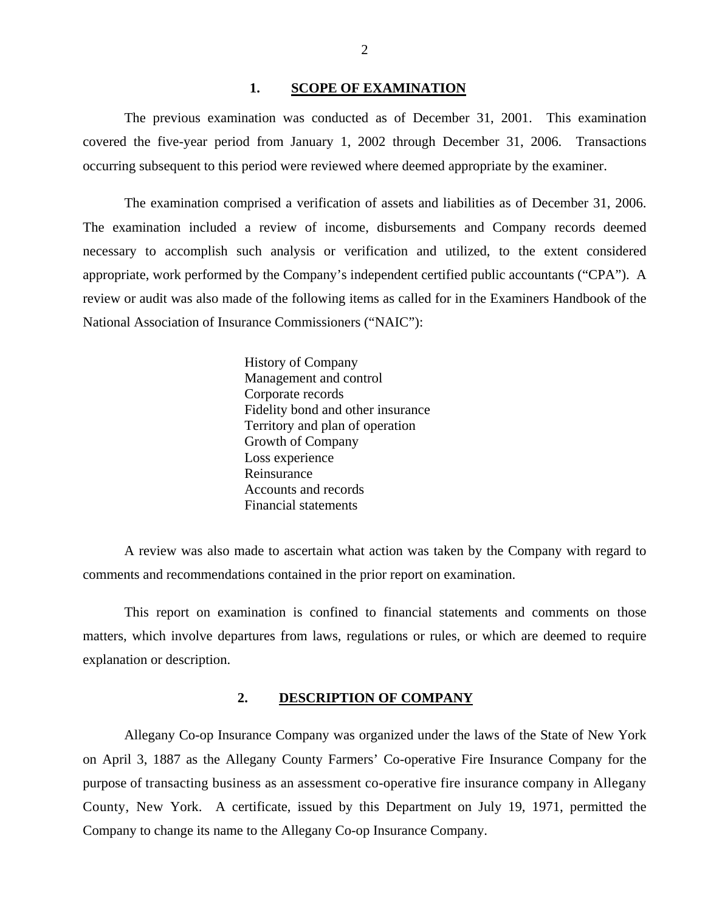## 1. SCOPE OF EXAMINATION

The previous examination was conducted as of December 31, 2001. This examination covered the five-year period from January 1, 2002 through December 31, 2006. Transactions occurring subsequent to this period were reviewed where deemed appropriate by the examiner.

The examination comprised a verification of assets and liabilities as of December 31, 2006. The examination included a review of income, disbursements and Company records deemed necessary to accomplish such analysis or verification and utilized, to the extent considered appropriate, work performed by the Company's independent certified public accountants ("CPA"). A review or audit was also made of the following items as called for in the Examiners Handbook of the National Association of Insurance Commissioners ("NAIC"):

History of Company
Management and control
Corporate records
Fidelity bond and other insurance
Territory and plan of operation
Growth of Company
Loss experience
Reinsurance
Accounts and records
Financial statements

A review was also made to ascertain what action was taken by the Company with regard to comments and recommendations contained in the prior report on examination.

This report on examination is confined to financial statements and comments on those matters, which involve departures from laws, regulations or rules, or which are deemed to require explanation or description.

## 2. DESCRIPTION OF COMPANY

Allegany Co-op Insurance Company was organized under the laws of the State of New York on April 3, 1887 as the Allegany County Farmers' Co-operative Fire Insurance Company for the purpose of transacting business as an assessment co-operative fire insurance company in Allegany County, New York. A certificate, issued by this Department on July 19, 1971, permitted the Company to change its name to the Allegany Co-op Insurance Company.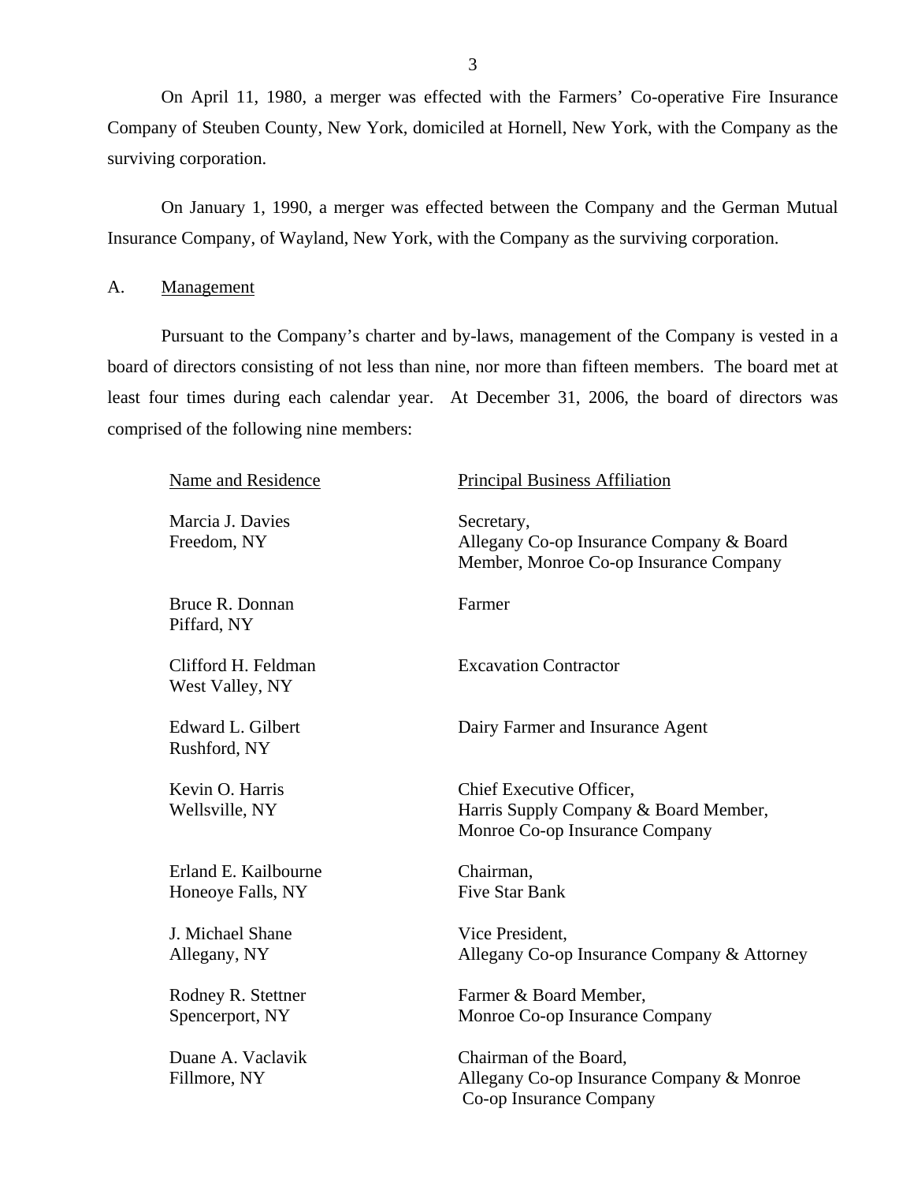On April 11, 1980, a merger was effected with the Farmers' Co-operative Fire Insurance Company of Steuben County, New York, domiciled at Hornell, New York, with the Company as the surviving corporation.

On January 1, 1990, a merger was effected between the Company and the German Mutual Insurance Company, of Wayland, New York, with the Company as the surviving corporation.

## A. Management

Pursuant to the Company's charter and by-laws, management of the Company is vested in a board of directors consisting of not less than nine, nor more than fifteen members. The board met at least four times during each calendar year. At December 31, 2006, the board of directors was comprised of the following nine members:

| Name and Residence | Principal Business Affiliation |
|---|---|
| Marcia J. Davies<br>Freedom, NY | Secretary,<br>Allegany Co-op Insurance Company & Board Member, Monroe Co-op Insurance Company |
| Bruce R. Donnan<br>Piffard, NY | Farmer |
| Clifford H. Feldman<br>West Valley, NY | Excavation Contractor |
| Edward L. Gilbert<br>Rushford, NY | Dairy Farmer and Insurance Agent |
| Kevin O. Harris<br>Wellsville, NY | Chief Executive Officer,<br>Harris Supply Company & Board Member, Monroe Co-op Insurance Company |
| Erland E. Kailbourne<br>Honeoye Falls, NY | Chairman,<br>Five Star Bank |
| J. Michael Shane<br>Allegany, NY | Vice President,<br>Allegany Co-op Insurance Company & Attorney |
| Rodney R. Stettner<br>Spencerport, NY | Farmer & Board Member,<br>Monroe Co-op Insurance Company |
| Duane A. Vaclavik<br>Fillmore, NY | Chairman of the Board,<br>Allegany Co-op Insurance Company & Monroe Co-op Insurance Company |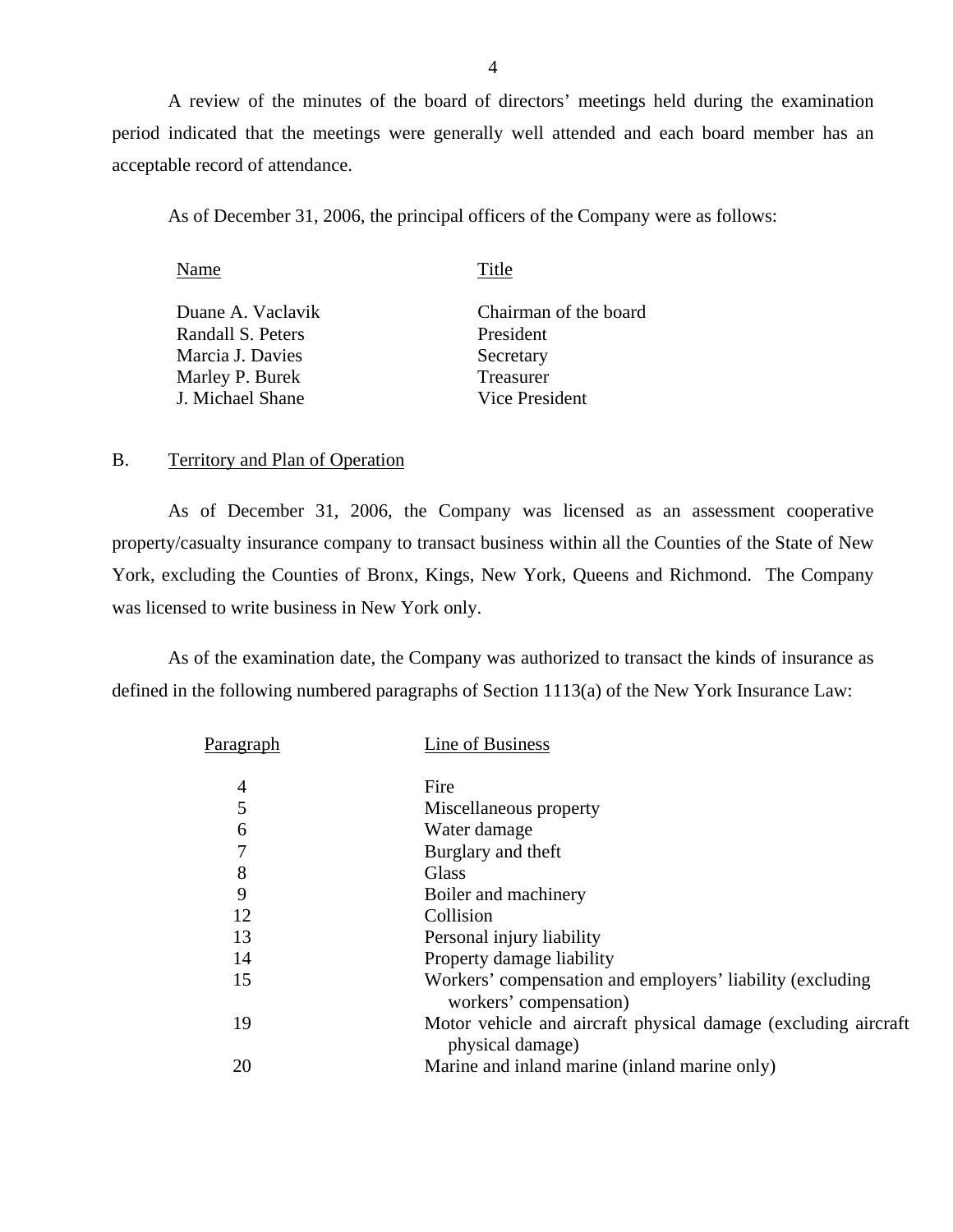A review of the minutes of the board of directors' meetings held during the examination period indicated that the meetings were generally well attended and each board member has an acceptable record of attendance.

As of December 31, 2006, the principal officers of the Company were as follows:

| Name | Title |
|---|---|
| Duane A. Vaclavik | Chairman of the board |
| Randall S. Peters | President |
| Marcia J. Davies | Secretary |
| Marley P. Burek | Treasurer |
| J. Michael Shane | Vice President |

## B. Territory and Plan of Operation

As of December 31, 2006, the Company was licensed as an assessment cooperative property/casualty insurance company to transact business within all the Counties of the State of New York, excluding the Counties of Bronx, Kings, New York, Queens and Richmond. The Company was licensed to write business in New York only.

As of the examination date, the Company was authorized to transact the kinds of insurance as defined in the following numbered paragraphs of Section 1113(a) of the New York Insurance Law:

| Paragraph | Line of Business |
|---|---|
| 4 | Fire |
| 5 | Miscellaneous property |
| 6 | Water damage |
| 7 | Burglary and theft |
| 8 | Glass |
| 9 | Boiler and machinery |
| 12 | Collision |
| 13 | Personal injury liability |
| 14 | Property damage liability |
| 15 | Workers' compensation and employers' liability (excluding workers' compensation) |
| 19 | Motor vehicle and aircraft physical damage (excluding aircraft physical damage) |
| 20 | Marine and inland marine (inland marine only) |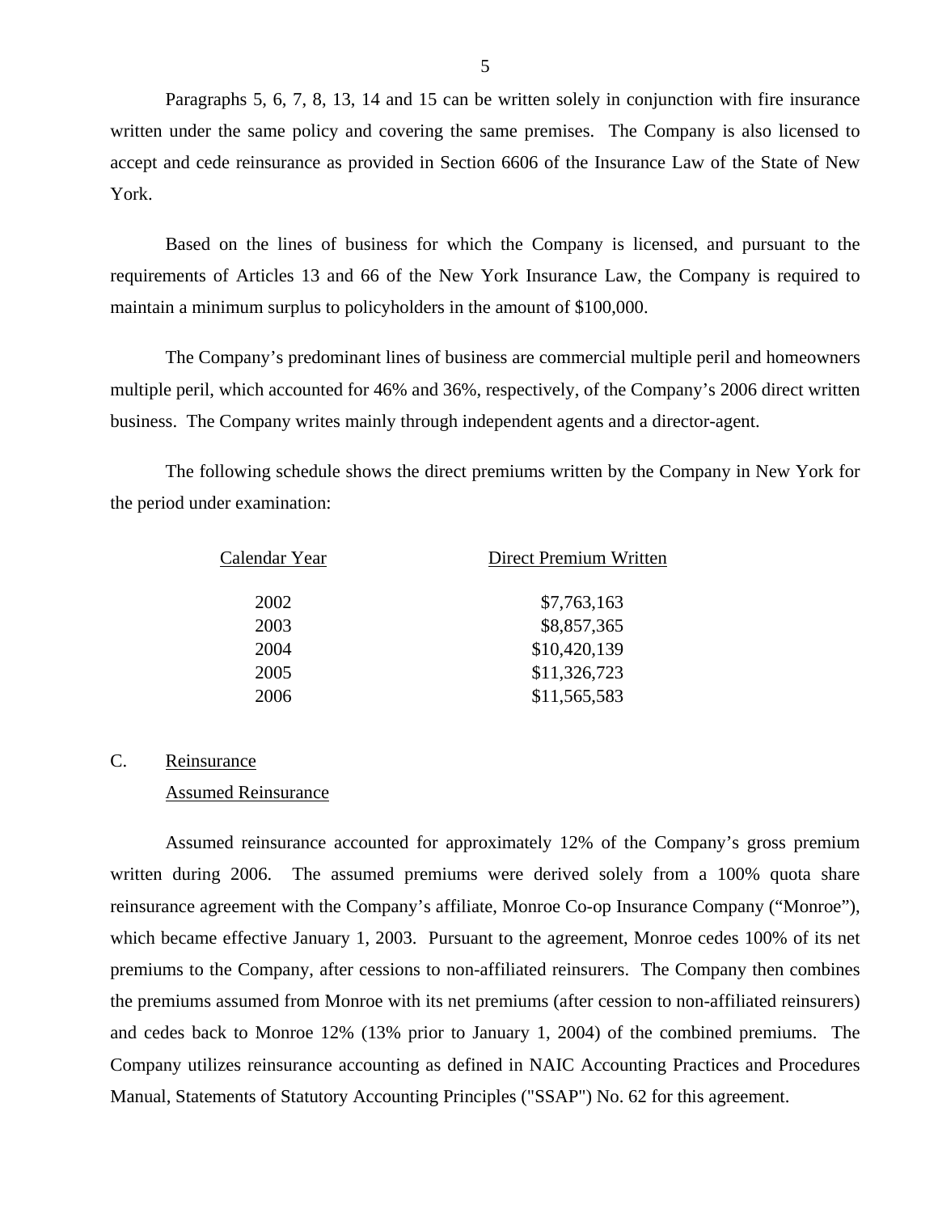Paragraphs 5, 6, 7, 8, 13, 14 and 15 can be written solely in conjunction with fire insurance written under the same policy and covering the same premises. The Company is also licensed to accept and cede reinsurance as provided in Section 6606 of the Insurance Law of the State of New York.

Based on the lines of business for which the Company is licensed, and pursuant to the requirements of Articles 13 and 66 of the New York Insurance Law, the Company is required to maintain a minimum surplus to policyholders in the amount of $100,000.

The Company's predominant lines of business are commercial multiple peril and homeowners multiple peril, which accounted for 46% and 36%, respectively, of the Company's 2006 direct written business. The Company writes mainly through independent agents and a director-agent.

The following schedule shows the direct premiums written by the Company in New York for the period under examination:

| Calendar Year | Direct Premium Written |
|---|---|
| 2002 | $7,763,163 |
| 2003 | $8,857,365 |
| 2004 | $10,420,139 |
| 2005 | $11,326,723 |
| 2006 | $11,565,583 |

## C. Reinsurance

### Assumed Reinsurance

Assumed reinsurance accounted for approximately 12% of the Company's gross premium written during 2006. The assumed premiums were derived solely from a 100% quota share reinsurance agreement with the Company's affiliate, Monroe Co-op Insurance Company ("Monroe"), which became effective January 1, 2003. Pursuant to the agreement, Monroe cedes 100% of its net premiums to the Company, after cessions to non-affiliated reinsurers. The Company then combines the premiums assumed from Monroe with its net premiums (after cession to non-affiliated reinsurers) and cedes back to Monroe 12% (13% prior to January 1, 2004) of the combined premiums. The Company utilizes reinsurance accounting as defined in NAIC Accounting Practices and Procedures Manual, Statements of Statutory Accounting Principles ("SSAP") No. 62 for this agreement.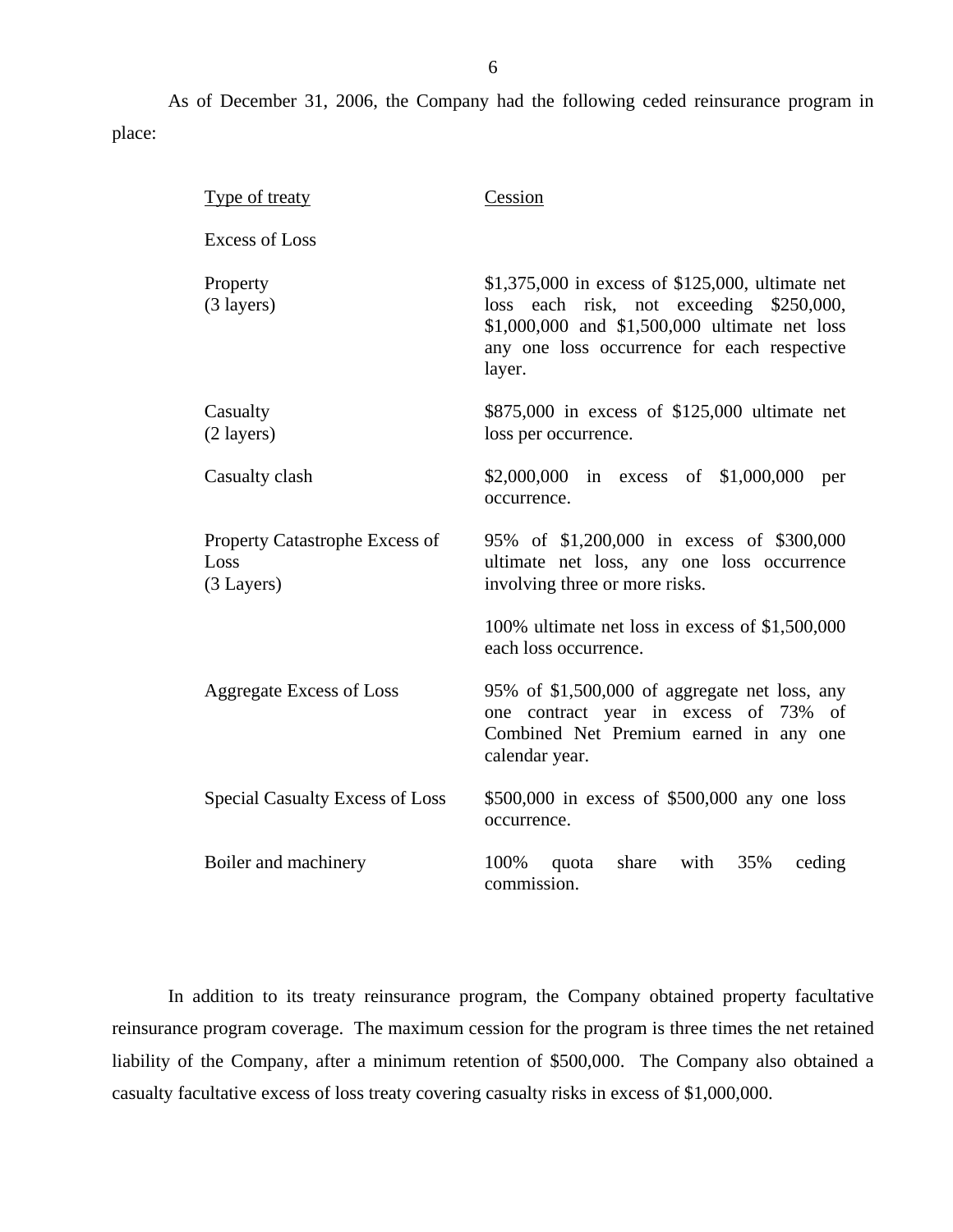As of December 31, 2006, the Company had the following ceded reinsurance program in place:

| Type of treaty | Cession |
|---|---|
| Excess of Loss | |
| Property (3 layers) | $1,375,000 in excess of $125,000, ultimate net loss each risk, not exceeding $250,000, $1,000,000 and $1,500,000 ultimate net loss any one loss occurrence for each respective layer. |
| Casualty (2 layers) | $875,000 in excess of $125,000 ultimate net loss per occurrence. |
| Casualty clash | $2,000,000 in excess of $1,000,000 per occurrence. |
| Property Catastrophe Excess of Loss (3 Layers) | 95% of $1,200,000 in excess of $300,000 ultimate net loss, any one loss occurrence involving three or more risks. |
| | 100% ultimate net loss in excess of $1,500,000 each loss occurrence. |
| Aggregate Excess of Loss | 95% of $1,500,000 of aggregate net loss, any one contract year in excess of 73% of Combined Net Premium earned in any one calendar year. |
| Special Casualty Excess of Loss | $500,000 in excess of $500,000 any one loss occurrence. |
| Boiler and machinery | 100% quota share with 35% ceding commission. |

In addition to its treaty reinsurance program, the Company obtained property facultative reinsurance program coverage. The maximum cession for the program is three times the net retained liability of the Company, after a minimum retention of $500,000. The Company also obtained a casualty facultative excess of loss treaty covering casualty risks in excess of $1,000,000.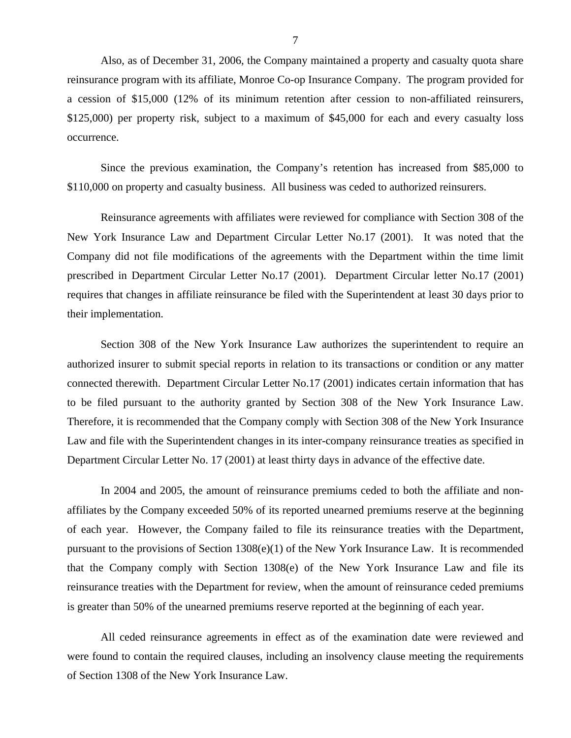Also, as of December 31, 2006, the Company maintained a property and casualty quota share reinsurance program with its affiliate, Monroe Co-op Insurance Company. The program provided for a cession of $15,000 (12% of its minimum retention after cession to non-affiliated reinsurers, $125,000) per property risk, subject to a maximum of $45,000 for each and every casualty loss occurrence.

Since the previous examination, the Company's retention has increased from $85,000 to $110,000 on property and casualty business. All business was ceded to authorized reinsurers.

Reinsurance agreements with affiliates were reviewed for compliance with Section 308 of the New York Insurance Law and Department Circular Letter No.17 (2001). It was noted that the Company did not file modifications of the agreements with the Department within the time limit prescribed in Department Circular Letter No.17 (2001). Department Circular letter No.17 (2001) requires that changes in affiliate reinsurance be filed with the Superintendent at least 30 days prior to their implementation.

Section 308 of the New York Insurance Law authorizes the superintendent to require an authorized insurer to submit special reports in relation to its transactions or condition or any matter connected therewith. Department Circular Letter No.17 (2001) indicates certain information that has to be filed pursuant to the authority granted by Section 308 of the New York Insurance Law. Therefore, it is recommended that the Company comply with Section 308 of the New York Insurance Law and file with the Superintendent changes in its inter-company reinsurance treaties as specified in Department Circular Letter No. 17 (2001) at least thirty days in advance of the effective date.

In 2004 and 2005, the amount of reinsurance premiums ceded to both the affiliate and non-affiliates by the Company exceeded 50% of its reported unearned premiums reserve at the beginning of each year. However, the Company failed to file its reinsurance treaties with the Department, pursuant to the provisions of Section 1308(e)(1) of the New York Insurance Law. It is recommended that the Company comply with Section 1308(e) of the New York Insurance Law and file its reinsurance treaties with the Department for review, when the amount of reinsurance ceded premiums is greater than 50% of the unearned premiums reserve reported at the beginning of each year.

All ceded reinsurance agreements in effect as of the examination date were reviewed and were found to contain the required clauses, including an insolvency clause meeting the requirements of Section 1308 of the New York Insurance Law.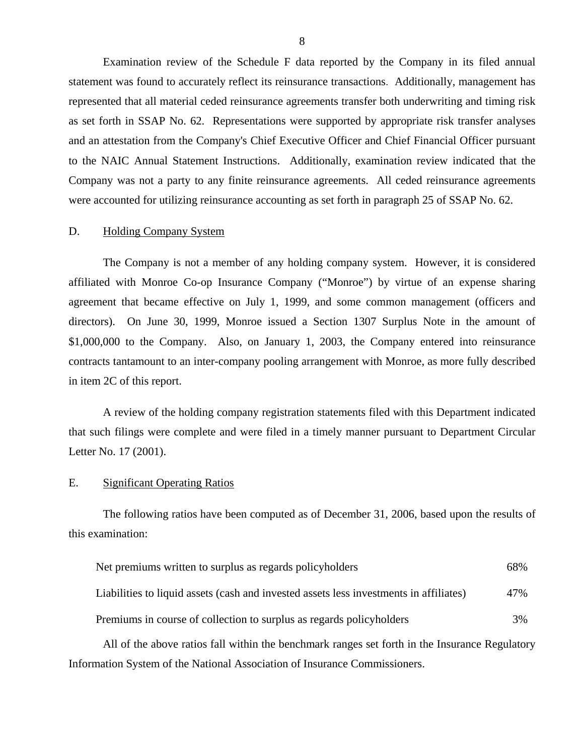Examination review of the Schedule F data reported by the Company in its filed annual statement was found to accurately reflect its reinsurance transactions. Additionally, management has represented that all material ceded reinsurance agreements transfer both underwriting and timing risk as set forth in SSAP No. 62. Representations were supported by appropriate risk transfer analyses and an attestation from the Company's Chief Executive Officer and Chief Financial Officer pursuant to the NAIC Annual Statement Instructions. Additionally, examination review indicated that the Company was not a party to any finite reinsurance agreements. All ceded reinsurance agreements were accounted for utilizing reinsurance accounting as set forth in paragraph 25 of SSAP No. 62.

## D. Holding Company System

The Company is not a member of any holding company system. However, it is considered affiliated with Monroe Co-op Insurance Company ("Monroe") by virtue of an expense sharing agreement that became effective on July 1, 1999, and some common management (officers and directors). On June 30, 1999, Monroe issued a Section 1307 Surplus Note in the amount of $1,000,000 to the Company. Also, on January 1, 2003, the Company entered into reinsurance contracts tantamount to an inter-company pooling arrangement with Monroe, as more fully described in item 2C of this report.

A review of the holding company registration statements filed with this Department indicated that such filings were complete and were filed in a timely manner pursuant to Department Circular Letter No. 17 (2001).

## E. Significant Operating Ratios

The following ratios have been computed as of December 31, 2006, based upon the results of this examination:

| | |
|---|---|
| Net premiums written to surplus as regards policyholders | 68% |
| Liabilities to liquid assets (cash and invested assets less investments in affiliates) | 47% |
| Premiums in course of collection to surplus as regards policyholders | 3% |

All of the above ratios fall within the benchmark ranges set forth in the Insurance Regulatory Information System of the National Association of Insurance Commissioners.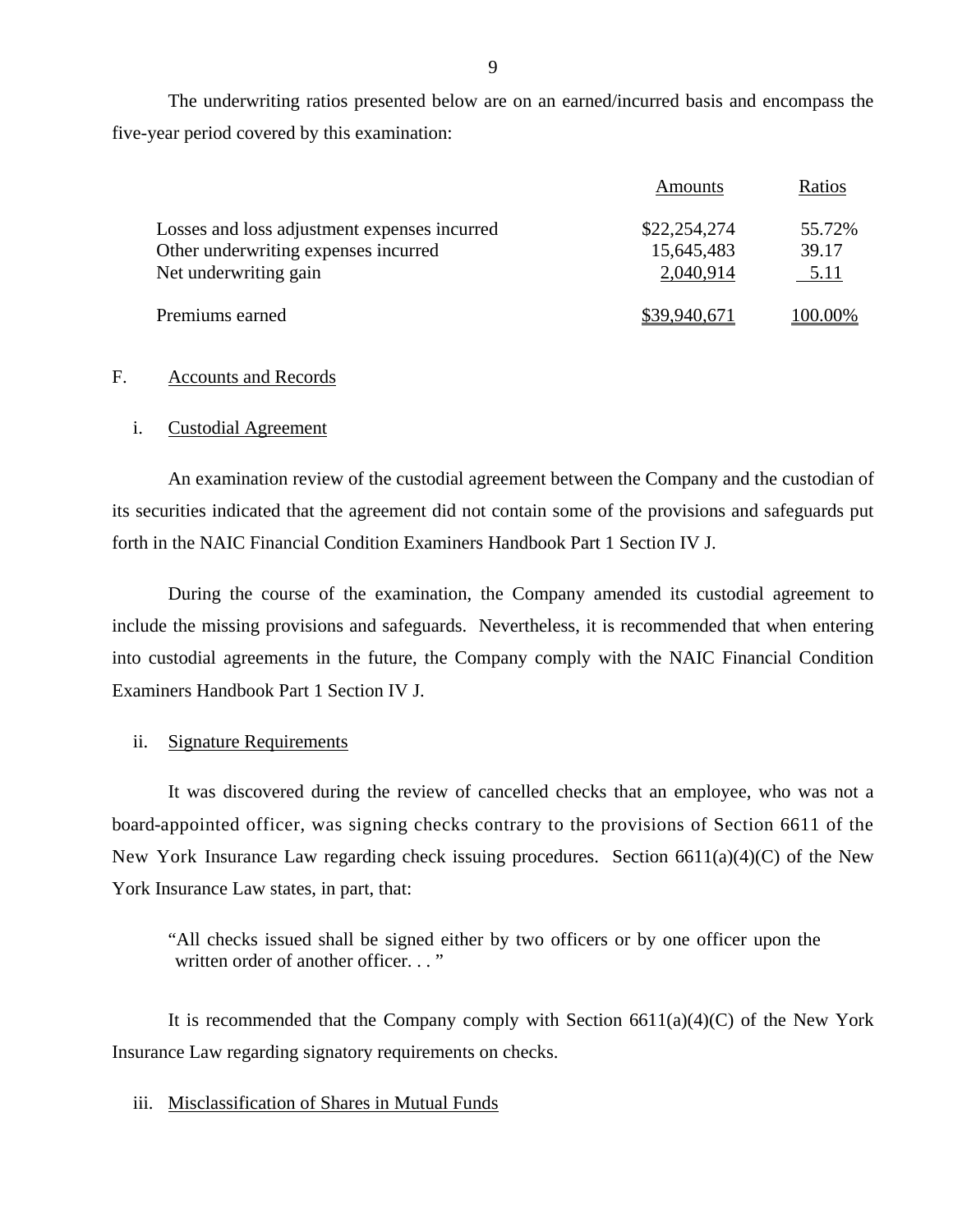The underwriting ratios presented below are on an earned/incurred basis and encompass the five-year period covered by this examination:

| | Amounts | Ratios |
|---|---|---|
| Losses and loss adjustment expenses incurred | $22,254,274 | 55.72% |
| Other underwriting expenses incurred | 15,645,483 | 39.17 |
| Net underwriting gain | 2,040,914 | 5.11 |
| Premiums earned | $39,940,671 | 100.00% |

F. Accounts and Records

i. Custodial Agreement

An examination review of the custodial agreement between the Company and the custodian of its securities indicated that the agreement did not contain some of the provisions and safeguards put forth in the NAIC Financial Condition Examiners Handbook Part 1 Section IV J.

During the course of the examination, the Company amended its custodial agreement to include the missing provisions and safeguards. Nevertheless, it is recommended that when entering into custodial agreements in the future, the Company comply with the NAIC Financial Condition Examiners Handbook Part 1 Section IV J.

ii. Signature Requirements

It was discovered during the review of cancelled checks that an employee, who was not a board-appointed officer, was signing checks contrary to the provisions of Section 6611 of the New York Insurance Law regarding check issuing procedures. Section 6611(a)(4)(C) of the New York Insurance Law states, in part, that:

> "All checks issued shall be signed either by two officers or by one officer upon the written order of another officer. . . "

It is recommended that the Company comply with Section 6611(a)(4)(C) of the New York Insurance Law regarding signatory requirements on checks.

iii. Misclassification of Shares in Mutual Funds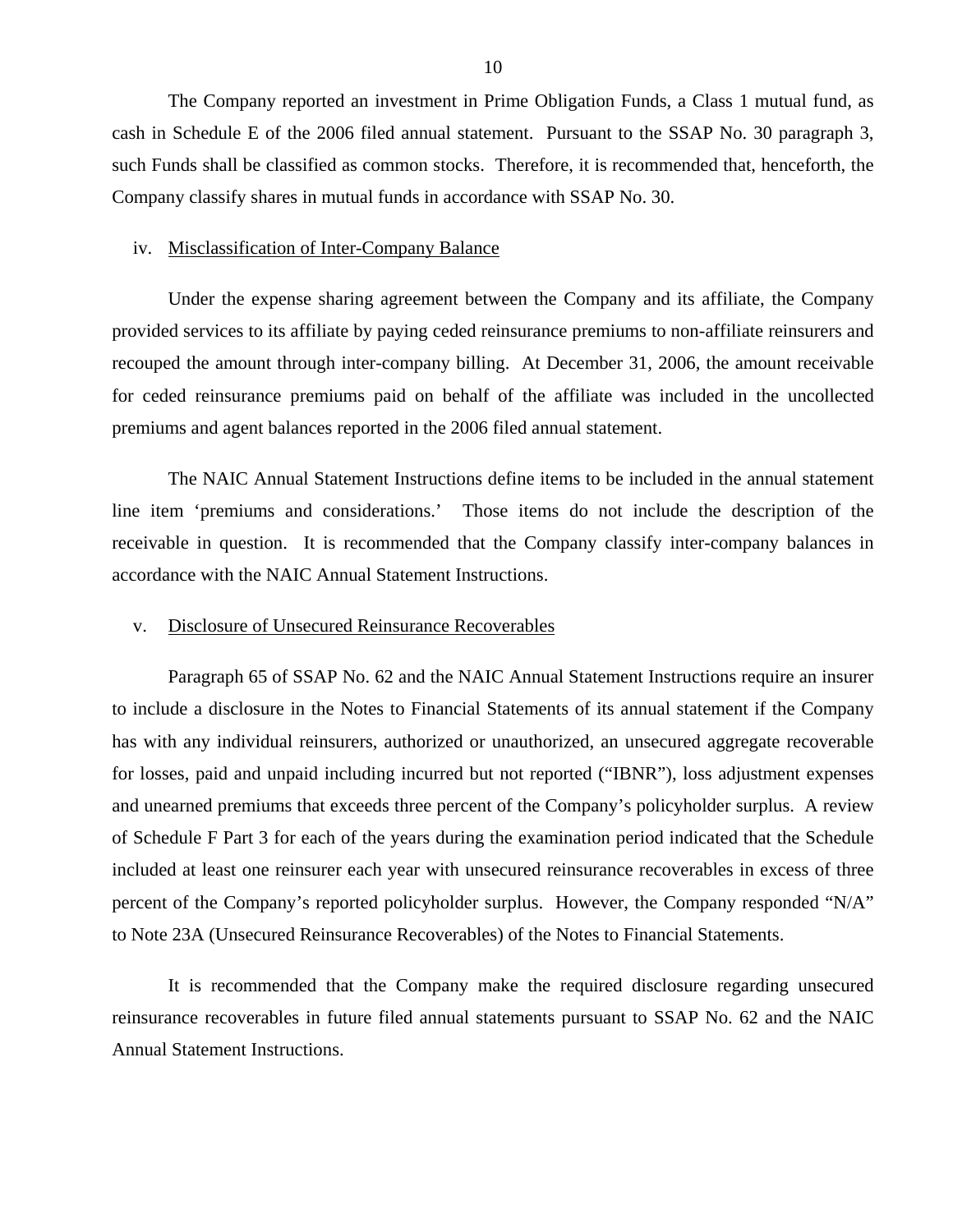The Company reported an investment in Prime Obligation Funds, a Class 1 mutual fund, as cash in Schedule E of the 2006 filed annual statement. Pursuant to the SSAP No. 30 paragraph 3, such Funds shall be classified as common stocks. Therefore, it is recommended that, henceforth, the Company classify shares in mutual funds in accordance with SSAP No. 30.

iv. Misclassification of Inter-Company Balance

Under the expense sharing agreement between the Company and its affiliate, the Company provided services to its affiliate by paying ceded reinsurance premiums to non-affiliate reinsurers and recouped the amount through inter-company billing. At December 31, 2006, the amount receivable for ceded reinsurance premiums paid on behalf of the affiliate was included in the uncollected premiums and agent balances reported in the 2006 filed annual statement.

The NAIC Annual Statement Instructions define items to be included in the annual statement line item 'premiums and considerations.' Those items do not include the description of the receivable in question. It is recommended that the Company classify inter-company balances in accordance with the NAIC Annual Statement Instructions.

v. Disclosure of Unsecured Reinsurance Recoverables

Paragraph 65 of SSAP No. 62 and the NAIC Annual Statement Instructions require an insurer to include a disclosure in the Notes to Financial Statements of its annual statement if the Company has with any individual reinsurers, authorized or unauthorized, an unsecured aggregate recoverable for losses, paid and unpaid including incurred but not reported ("IBNR"), loss adjustment expenses and unearned premiums that exceeds three percent of the Company's policyholder surplus. A review of Schedule F Part 3 for each of the years during the examination period indicated that the Schedule included at least one reinsurer each year with unsecured reinsurance recoverables in excess of three percent of the Company's reported policyholder surplus. However, the Company responded "N/A" to Note 23A (Unsecured Reinsurance Recoverables) of the Notes to Financial Statements.

It is recommended that the Company make the required disclosure regarding unsecured reinsurance recoverables in future filed annual statements pursuant to SSAP No. 62 and the NAIC Annual Statement Instructions.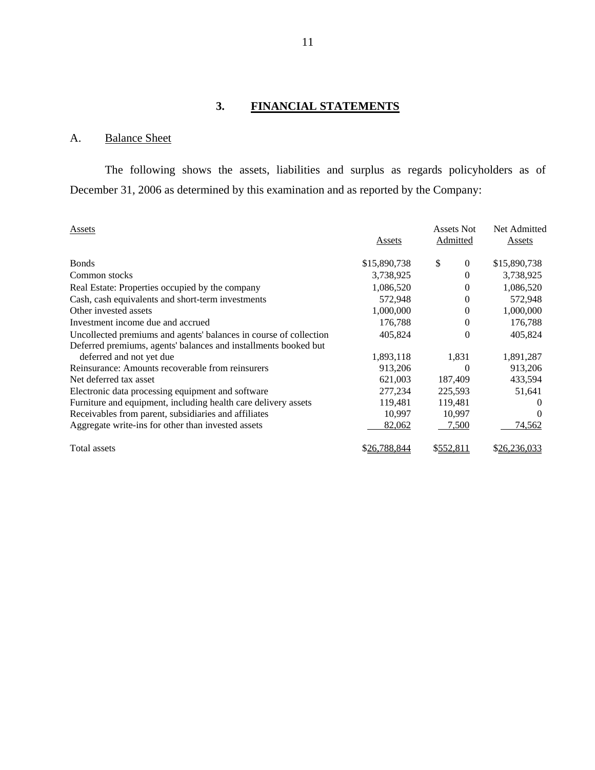## 3. FINANCIAL STATEMENTS

### A. Balance Sheet

The following shows the assets, liabilities and surplus as regards policyholders as of December 31, 2006 as determined by this examination and as reported by the Company:

| Assets | Assets | Assets Not Admitted | Net Admitted Assets |
|---|---|---|---|
| Bonds | $15,890,738 | $ 0 | $15,890,738 |
| Common stocks | 3,738,925 | 0 | 3,738,925 |
| Real Estate: Properties occupied by the company | 1,086,520 | 0 | 1,086,520 |
| Cash, cash equivalents and short-term investments | 572,948 | 0 | 572,948 |
| Other invested assets | 1,000,000 | 0 | 1,000,000 |
| Investment income due and accrued | 176,788 | 0 | 176,788 |
| Uncollected premiums and agents' balances in course of collection | 405,824 | 0 | 405,824 |
| Deferred premiums, agents' balances and installments booked but deferred and not yet due | 1,893,118 | 1,831 | 1,891,287 |
| Reinsurance: Amounts recoverable from reinsurers | 913,206 | 0 | 913,206 |
| Net deferred tax asset | 621,003 | 187,409 | 433,594 |
| Electronic data processing equipment and software | 277,234 | 225,593 | 51,641 |
| Furniture and equipment, including health care delivery assets | 119,481 | 119,481 | 0 |
| Receivables from parent, subsidiaries and affiliates | 10,997 | 10,997 | 0 |
| Aggregate write-ins for other than invested assets | 82,062 | 7,500 | 74,562 |
| Total assets | $26,788,844 | $552,811 | $26,236,033 |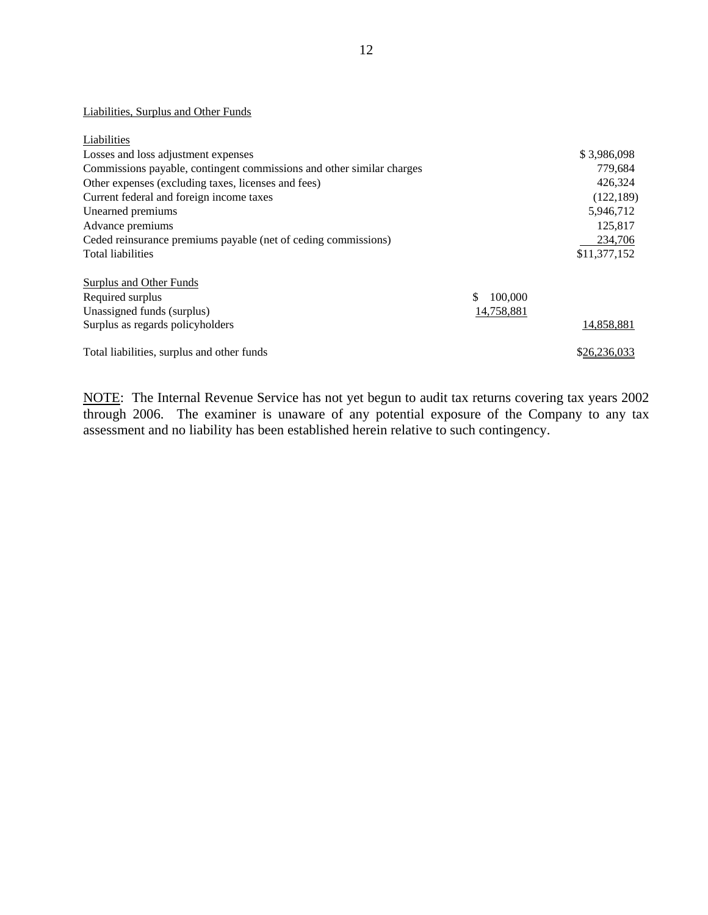Liabilities, Surplus and Other Funds

| | | |
|---|---|---|
| **Liabilities** | | |
| Losses and loss adjustment expenses | | $ 3,986,098 |
| Commissions payable, contingent commissions and other similar charges | | 779,684 |
| Other expenses (excluding taxes, licenses and fees) | | 426,324 |
| Current federal and foreign income taxes | | (122,189) |
| Unearned premiums | | 5,946,712 |
| Advance premiums | | 125,817 |
| Ceded reinsurance premiums payable (net of ceding commissions) | | 234,706 |
| Total liabilities | | $11,377,152 |
| | | |
| **Surplus and Other Funds** | | |
| Required surplus | $ 100,000 | |
| Unassigned funds (surplus) | 14,758,881 | |
| Surplus as regards policyholders | | 14,858,881 |
| | | |
| Total liabilities, surplus and other funds | | $26,236,033 |

NOTE: The Internal Revenue Service has not yet begun to audit tax returns covering tax years 2002 through 2006. The examiner is unaware of any potential exposure of the Company to any tax assessment and no liability has been established herein relative to such contingency.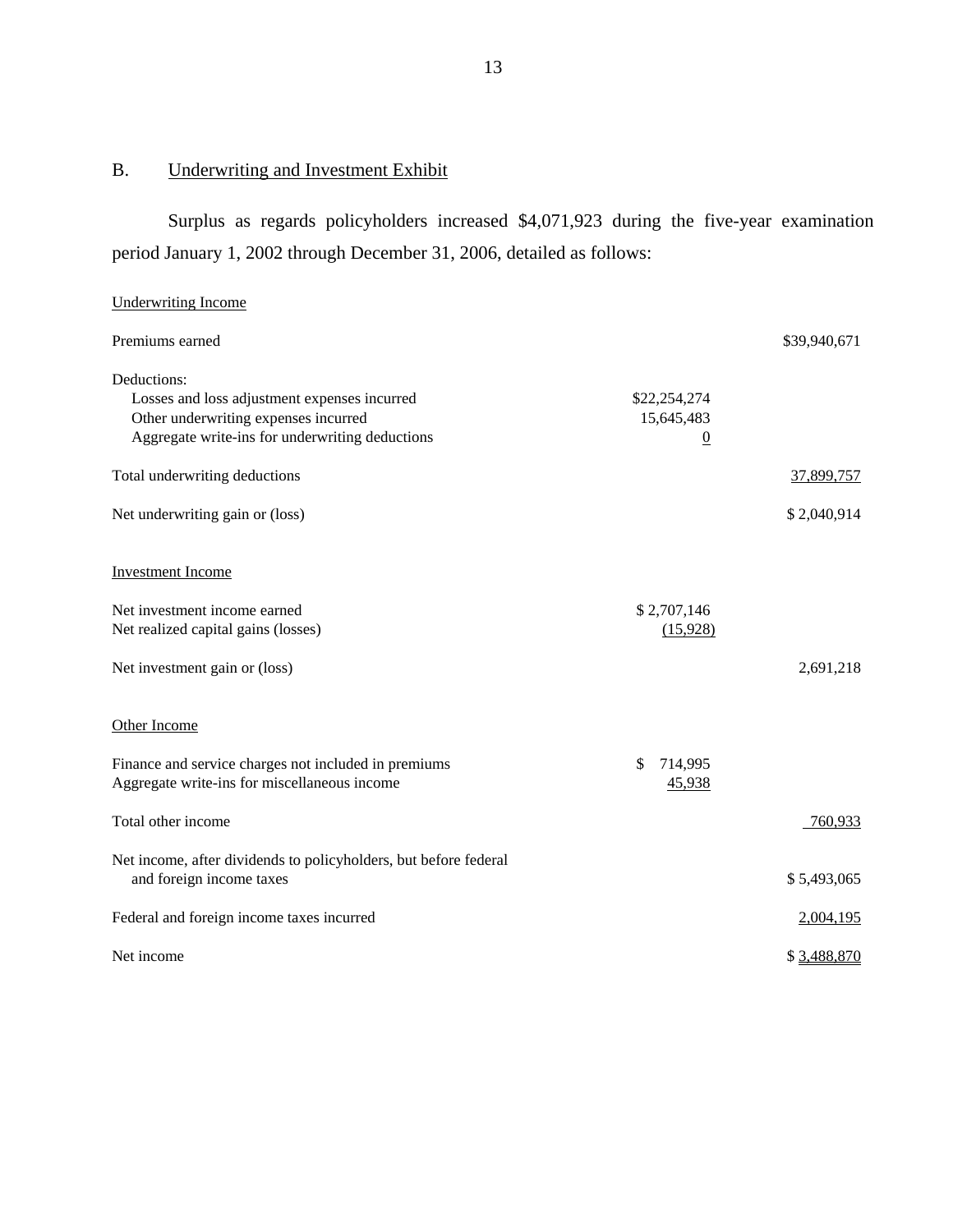## B. Underwriting and Investment Exhibit

Surplus as regards policyholders increased $4,071,923 during the five-year examination period January 1, 2002 through December 31, 2006, detailed as follows:

| | | |
|---|---|---|
| Underwriting Income | | |
| Premiums earned | | $39,940,671 |
| Deductions: | | |
| Losses and loss adjustment expenses incurred | $22,254,274 | |
| Other underwriting expenses incurred | 15,645,483 | |
| Aggregate write-ins for underwriting deductions | 0 | |
| Total underwriting deductions | | 37,899,757 |
| Net underwriting gain or (loss) | | $ 2,040,914 |
| Investment Income | | |
| Net investment income earned | $ 2,707,146 | |
| Net realized capital gains (losses) | (15,928) | |
| Net investment gain or (loss) | | 2,691,218 |
| Other Income | | |
| Finance and service charges not included in premiums | $ 714,995 | |
| Aggregate write-ins for miscellaneous income | 45,938 | |
| Total other income | | 760,933 |
| Net income, after dividends to policyholders, but before federal and foreign income taxes | | $ 5,493,065 |
| Federal and foreign income taxes incurred | | 2,004,195 |
| Net income | | $ 3,488,870 |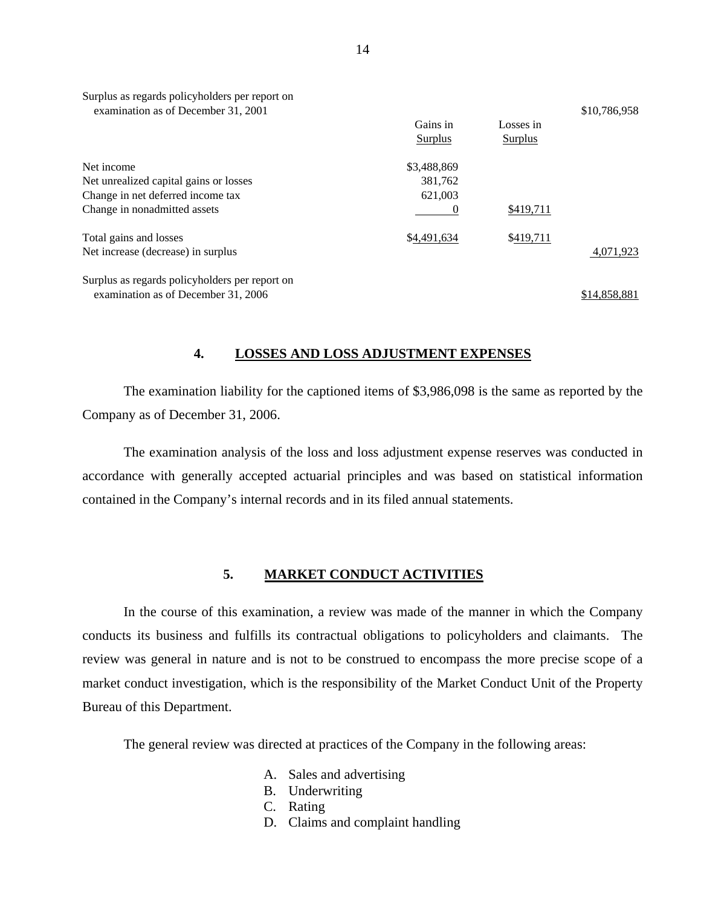| | Gains in Surplus | Losses in Surplus | |
|---|---|---|---|
| Surplus as regards policyholders per report on examination as of December 31, 2001 | | | $10,786,958 |
| Net income | $3,488,869 | | |
| Net unrealized capital gains or losses | 381,762 | | |
| Change in net deferred income tax | 621,003 | | |
| Change in nonadmitted assets | 0 | $419,711 | |
| Total gains and losses | $4,491,634 | $419,711 | |
| Net increase (decrease) in surplus | | | 4,071,923 |
| Surplus as regards policyholders per report on examination as of December 31, 2006 | | | $14,858,881 |

## 4. LOSSES AND LOSS ADJUSTMENT EXPENSES

The examination liability for the captioned items of $3,986,098 is the same as reported by the Company as of December 31, 2006.

The examination analysis of the loss and loss adjustment expense reserves was conducted in accordance with generally accepted actuarial principles and was based on statistical information contained in the Company's internal records and in its filed annual statements.

## 5. MARKET CONDUCT ACTIVITIES

In the course of this examination, a review was made of the manner in which the Company conducts its business and fulfills its contractual obligations to policyholders and claimants. The review was general in nature and is not to be construed to encompass the more precise scope of a market conduct investigation, which is the responsibility of the Market Conduct Unit of the Property Bureau of this Department.

The general review was directed at practices of the Company in the following areas:

A. Sales and advertising
B. Underwriting
C. Rating
D. Claims and complaint handling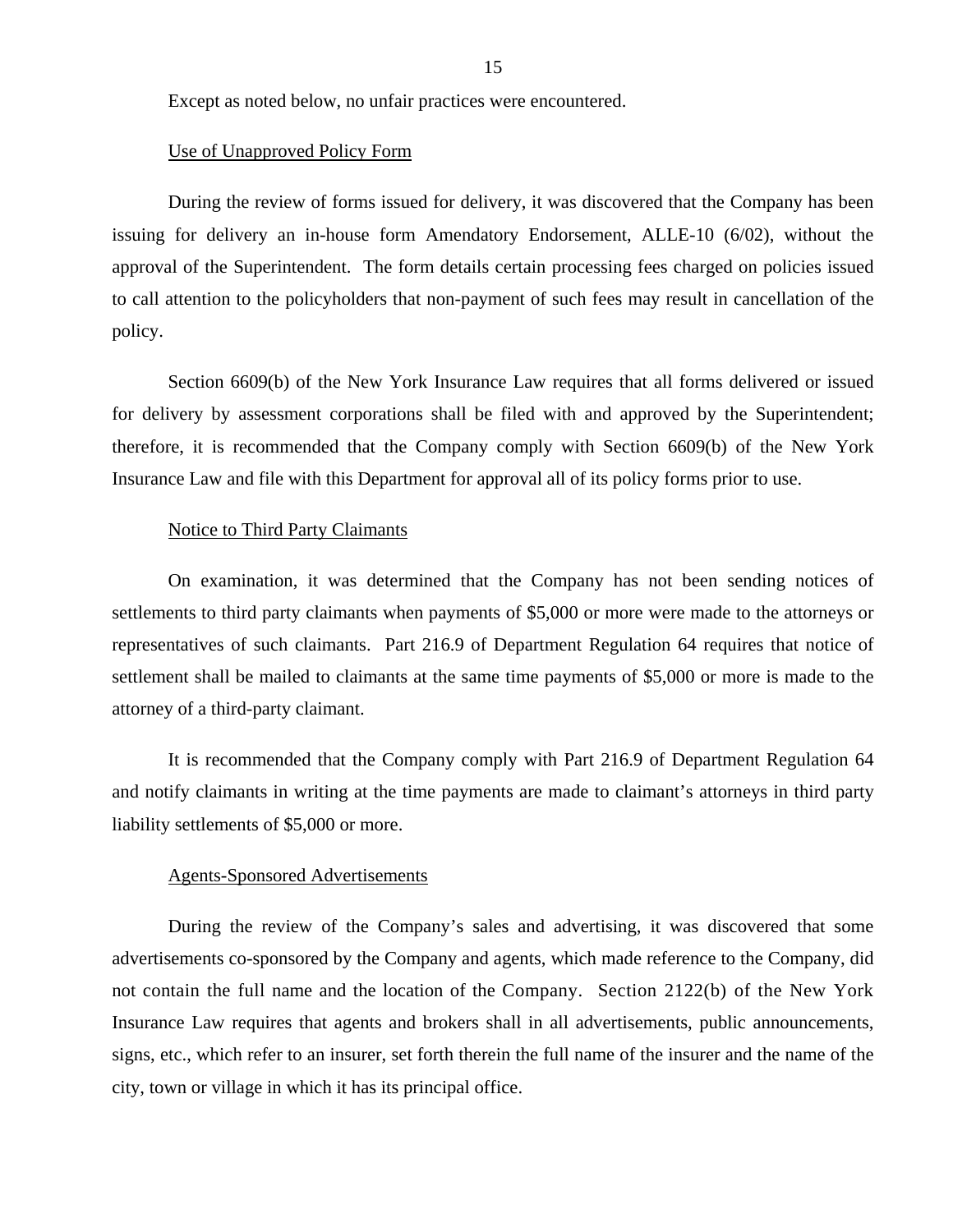Except as noted below, no unfair practices were encountered.

Use of Unapproved Policy Form

During the review of forms issued for delivery, it was discovered that the Company has been issuing for delivery an in-house form Amendatory Endorsement, ALLE-10 (6/02), without the approval of the Superintendent. The form details certain processing fees charged on policies issued to call attention to the policyholders that non-payment of such fees may result in cancellation of the policy.

Section 6609(b) of the New York Insurance Law requires that all forms delivered or issued for delivery by assessment corporations shall be filed with and approved by the Superintendent; therefore, it is recommended that the Company comply with Section 6609(b) of the New York Insurance Law and file with this Department for approval all of its policy forms prior to use.

Notice to Third Party Claimants

On examination, it was determined that the Company has not been sending notices of settlements to third party claimants when payments of $5,000 or more were made to the attorneys or representatives of such claimants. Part 216.9 of Department Regulation 64 requires that notice of settlement shall be mailed to claimants at the same time payments of $5,000 or more is made to the attorney of a third-party claimant.

It is recommended that the Company comply with Part 216.9 of Department Regulation 64 and notify claimants in writing at the time payments are made to claimant's attorneys in third party liability settlements of $5,000 or more.

Agents-Sponsored Advertisements

During the review of the Company's sales and advertising, it was discovered that some advertisements co-sponsored by the Company and agents, which made reference to the Company, did not contain the full name and the location of the Company. Section 2122(b) of the New York Insurance Law requires that agents and brokers shall in all advertisements, public announcements, signs, etc., which refer to an insurer, set forth therein the full name of the insurer and the name of the city, town or village in which it has its principal office.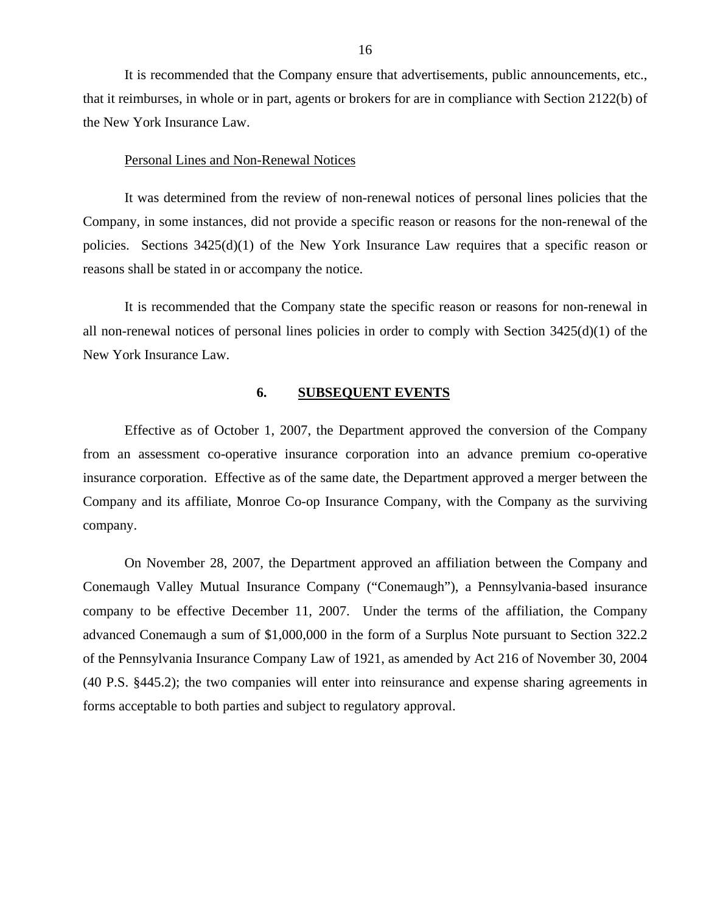It is recommended that the Company ensure that advertisements, public announcements, etc., that it reimburses, in whole or in part, agents or brokers for are in compliance with Section 2122(b) of the New York Insurance Law.

Personal Lines and Non-Renewal Notices

It was determined from the review of non-renewal notices of personal lines policies that the Company, in some instances, did not provide a specific reason or reasons for the non-renewal of the policies. Sections 3425(d)(1) of the New York Insurance Law requires that a specific reason or reasons shall be stated in or accompany the notice.

It is recommended that the Company state the specific reason or reasons for non-renewal in all non-renewal notices of personal lines policies in order to comply with Section 3425(d)(1) of the New York Insurance Law.

## 6. SUBSEQUENT EVENTS

Effective as of October 1, 2007, the Department approved the conversion of the Company from an assessment co-operative insurance corporation into an advance premium co-operative insurance corporation. Effective as of the same date, the Department approved a merger between the Company and its affiliate, Monroe Co-op Insurance Company, with the Company as the surviving company.

On November 28, 2007, the Department approved an affiliation between the Company and Conemaugh Valley Mutual Insurance Company ("Conemaugh"), a Pennsylvania-based insurance company to be effective December 11, 2007. Under the terms of the affiliation, the Company advanced Conemaugh a sum of $1,000,000 in the form of a Surplus Note pursuant to Section 322.2 of the Pennsylvania Insurance Company Law of 1921, as amended by Act 216 of November 30, 2004 (40 P.S. §445.2); the two companies will enter into reinsurance and expense sharing agreements in forms acceptable to both parties and subject to regulatory approval.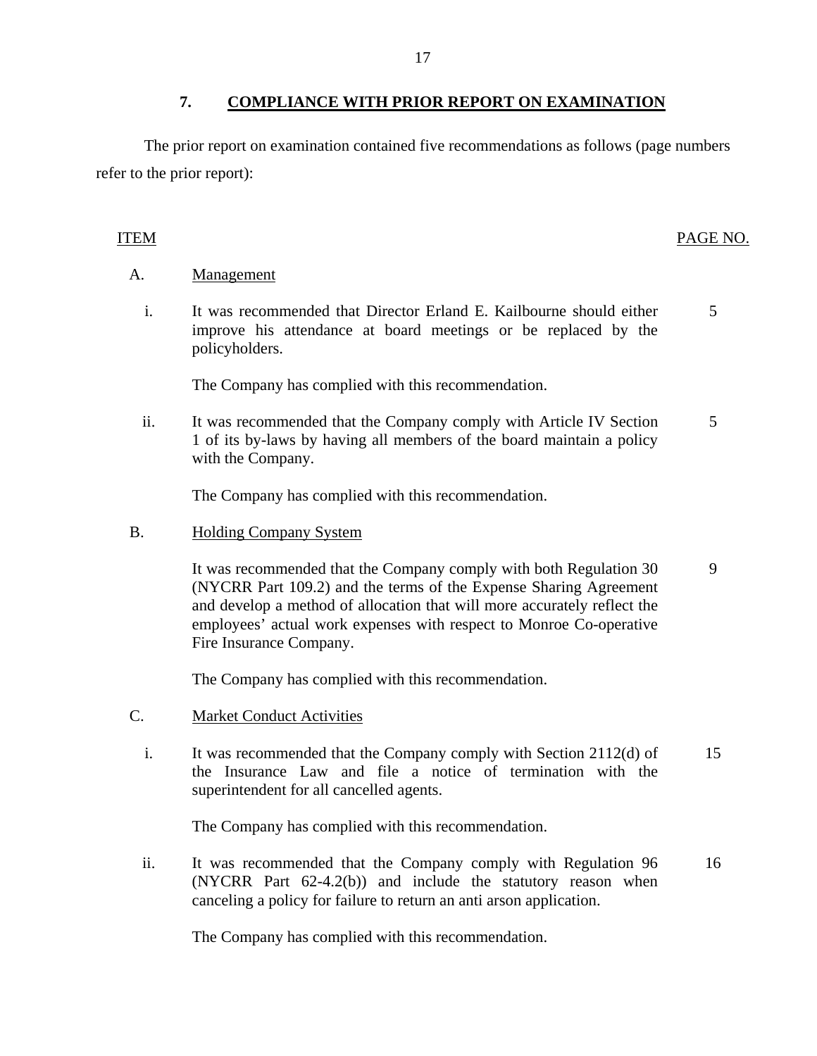## 7. COMPLIANCE WITH PRIOR REPORT ON EXAMINATION

The prior report on examination contained five recommendations as follows (page numbers refer to the prior report):

| ITEM | | PAGE NO. |
|---|---|---|
| A. | Management | |
| i. | It was recommended that Director Erland E. Kailbourne should either improve his attendance at board meetings or be replaced by the policyholders.<br><br>The Company has complied with this recommendation. | 5 |
| ii. | It was recommended that the Company comply with Article IV Section 1 of its by-laws by having all members of the board maintain a policy with the Company.<br><br>The Company has complied with this recommendation. | 5 |
| B. | Holding Company System | |
| | It was recommended that the Company comply with both Regulation 30 (NYCRR Part 109.2) and the terms of the Expense Sharing Agreement and develop a method of allocation that will more accurately reflect the employees' actual work expenses with respect to Monroe Co-operative Fire Insurance Company.<br><br>The Company has complied with this recommendation. | 9 |
| C. | Market Conduct Activities | |
| i. | It was recommended that the Company comply with Section 2112(d) of the Insurance Law and file a notice of termination with the superintendent for all cancelled agents.<br><br>The Company has complied with this recommendation. | 15 |
| ii. | It was recommended that the Company comply with Regulation 96 (NYCRR Part 62-4.2(b)) and include the statutory reason when canceling a policy for failure to return an anti arson application.<br><br>The Company has complied with this recommendation. | 16 |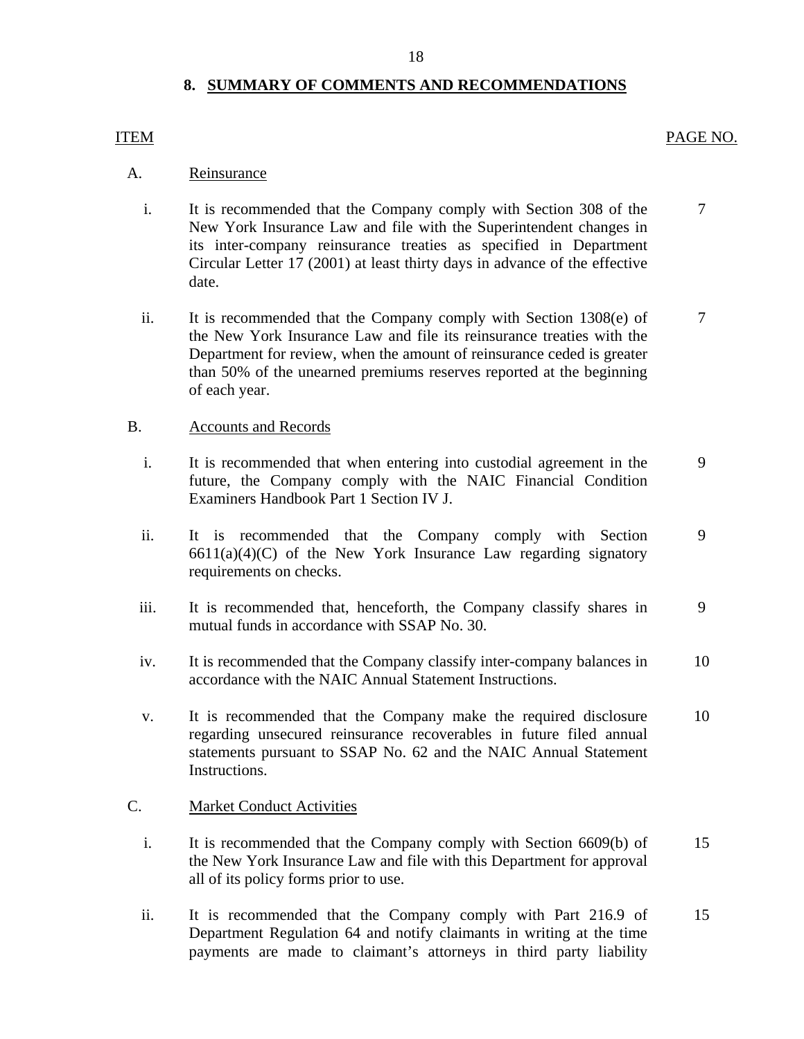## 8. SUMMARY OF COMMENTS AND RECOMMENDATIONS

| ITEM | | | PAGE NO. |
|---|---|---|---|
| A. | Reinsurance | | |
| | i. | It is recommended that the Company comply with Section 308 of the New York Insurance Law and file with the Superintendent changes in its inter-company reinsurance treaties as specified in Department Circular Letter 17 (2001) at least thirty days in advance of the effective date. | 7 |
| | ii. | It is recommended that the Company comply with Section 1308(e) of the New York Insurance Law and file its reinsurance treaties with the Department for review, when the amount of reinsurance ceded is greater than 50% of the unearned premiums reserves reported at the beginning of each year. | 7 |
| B. | Accounts and Records | | |
| | i. | It is recommended that when entering into custodial agreement in the future, the Company comply with the NAIC Financial Condition Examiners Handbook Part 1 Section IV J. | 9 |
| | ii. | It is recommended that the Company comply with Section 6611(a)(4)(C) of the New York Insurance Law regarding signatory requirements on checks. | 9 |
| | iii. | It is recommended that, henceforth, the Company classify shares in mutual funds in accordance with SSAP No. 30. | 9 |
| | iv. | It is recommended that the Company classify inter-company balances in accordance with the NAIC Annual Statement Instructions. | 10 |
| | v. | It is recommended that the Company make the required disclosure regarding unsecured reinsurance recoverables in future filed annual statements pursuant to SSAP No. 62 and the NAIC Annual Statement Instructions. | 10 |
| C. | Market Conduct Activities | | |
| | i. | It is recommended that the Company comply with Section 6609(b) of the New York Insurance Law and file with this Department for approval all of its policy forms prior to use. | 15 |
| | ii. | It is recommended that the Company comply with Part 216.9 of Department Regulation 64 and notify claimants in writing at the time payments are made to claimant's attorneys in third party liability | 15 |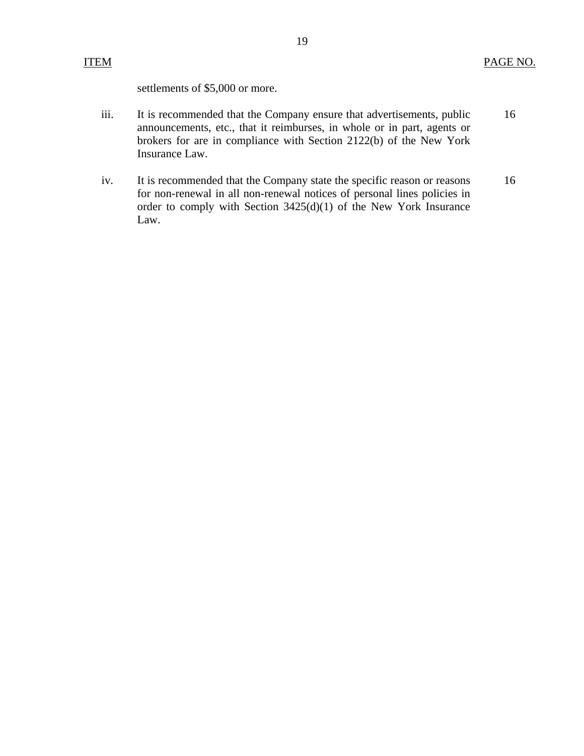| ITEM | | PAGE NO. |
|---|---|---|
| | settlements of $5,000 or more. | |
| iii. | It is recommended that the Company ensure that advertisements, public announcements, etc., that it reimburses, in whole or in part, agents or brokers for are in compliance with Section 2122(b) of the New York Insurance Law. | 16 |
| iv. | It is recommended that the Company state the specific reason or reasons for non-renewal in all non-renewal notices of personal lines policies in order to comply with Section 3425(d)(1) of the New York Insurance Law. | 16 |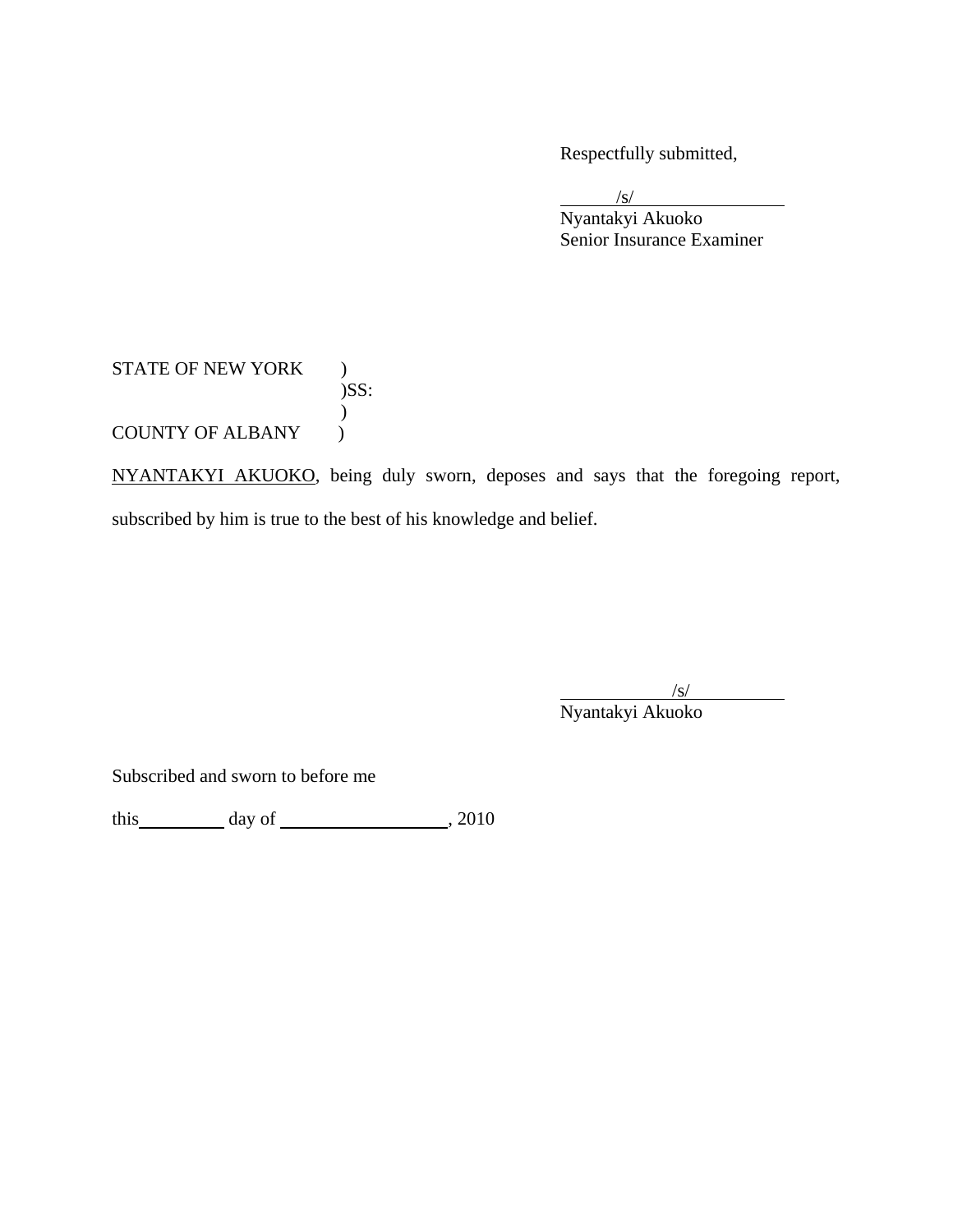Respectfully submitted,

/s/
Nyantakyi Akuoko
Senior Insurance Examiner

STATE OF NEW YORK )
)SS:
)
COUNTY OF ALBANY )

NYANTAKYI AKUOKO, being duly sworn, deposes and says that the foregoing report, subscribed by him is true to the best of his knowledge and belief.

/s/
Nyantakyi Akuoko

Subscribed and sworn to before me

this \_\_\_\_\_\_\_\_\_ day of \_\_\_\_\_\_\_\_\_\_\_\_\_\_\_\_\_\_, 2010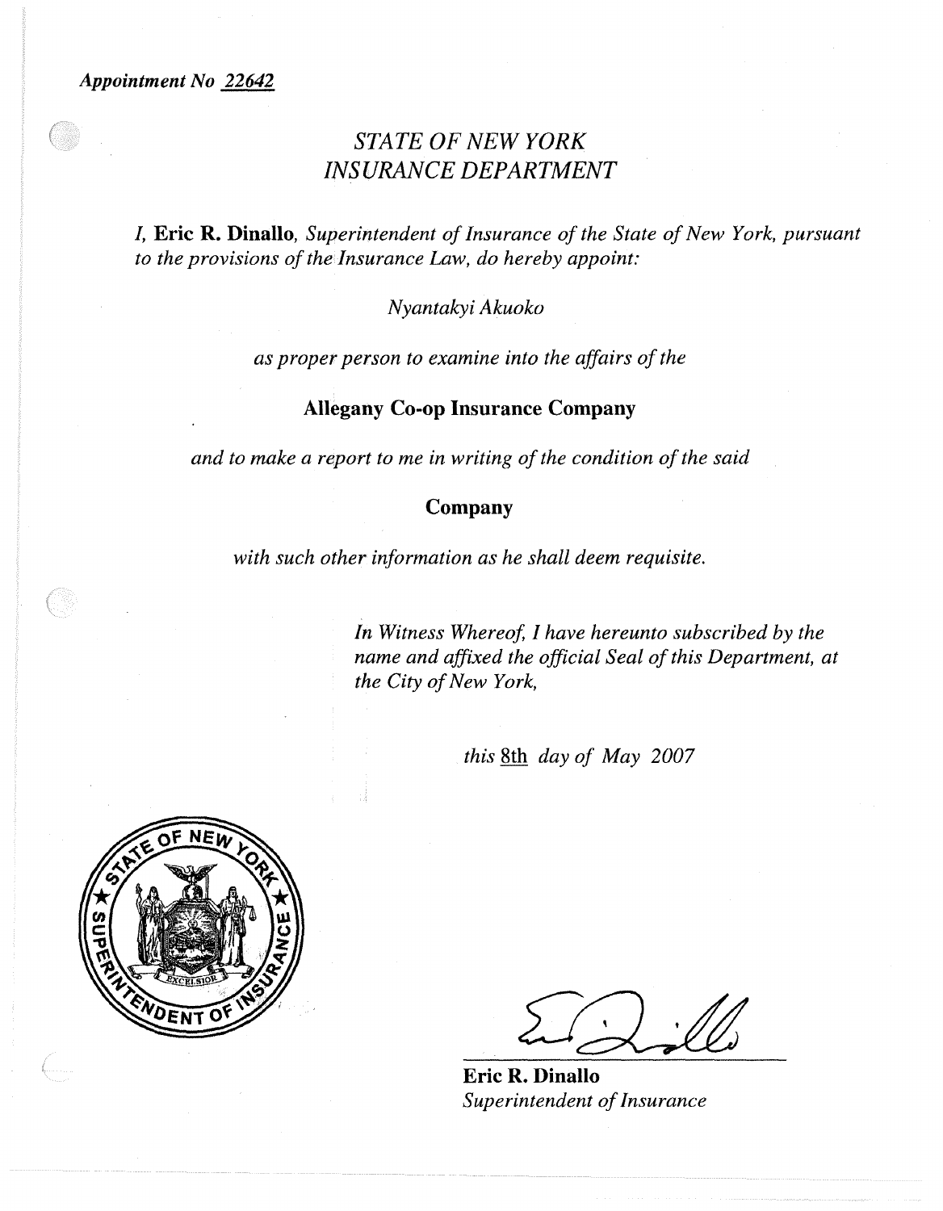*Appointment No* 22642

# *STATE OF NEW YORK*
# *INSURANCE DEPARTMENT*

*I,* **Eric R. Dinallo**, *Superintendent of Insurance of the State of New York, pursuant to the provisions of the Insurance Law, do hereby appoint:*

*Nyantakyi Akuoko*

*as proper person to examine into the affairs of the*

**Allegany Co-op Insurance Company**

*and to make a report to me in writing of the condition of the said*

**Company**

*with such other information as he shall deem requisite.*

*In Witness Whereof, I have hereunto subscribed by the name and affixed the official Seal of this Department, at the City of New York,*

*this* 8th *day of May 2007*

STATE OF NEW YORK ★ SUPERINTENDENT OF INSURANCE ★ EXCELSIOR

**Eric R. Dinallo**
*Superintendent of Insurance*